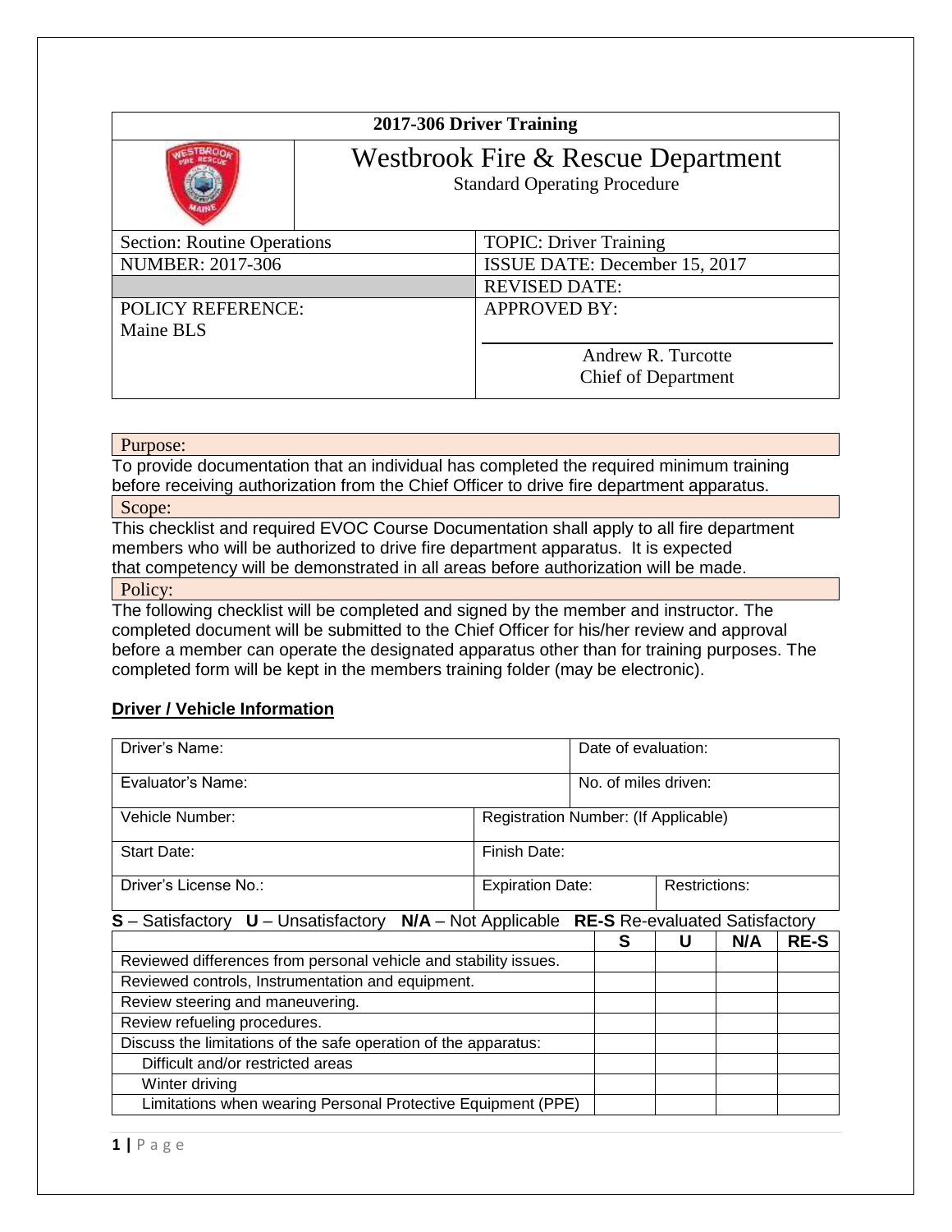# 2017-306 Driver Training

## Westbrook Fire & Rescue Department

Standard Operating Procedure

| Section: Routine Operations | TOPIC: Driver Training |
|---|---|
| NUMBER: 2017-306 | ISSUE DATE: December 15, 2017 |
| | REVISED DATE: |
| POLICY REFERENCE: Maine BLS | APPROVED BY: Andrew R. Turcotte, Chief of Department |

**Purpose:**

To provide documentation that an individual has completed the required minimum training before receiving authorization from the Chief Officer to drive fire department apparatus.

**Scope:**

This checklist and required EVOC Course Documentation shall apply to all fire department members who will be authorized to drive fire department apparatus. It is expected that competency will be demonstrated in all areas before authorization will be made.

**Policy:**

The following checklist will be completed and signed by the member and instructor. The completed document will be submitted to the Chief Officer for his/her review and approval before a member can operate the designated apparatus other than for training purposes. The completed form will be kept in the members training folder (may be electronic).

## Driver / Vehicle Information

| Driver's Name: | | Date of evaluation: |
|---|---|---|
| Evaluator's Name: | | No. of miles driven: |
| Vehicle Number: | Registration Number: (If Applicable) | |
| Start Date: | Finish Date: | |
| Driver's License No.: | Expiration Date: | Restrictions: |

**S** – Satisfactory **U** – Unsatisfactory **N/A** – Not Applicable **RE-S** Re-evaluated Satisfactory

| | S | U | N/A | RE-S |
|---|---|---|---|---|
| Reviewed differences from personal vehicle and stability issues. | | | | |
| Reviewed controls, Instrumentation and equipment. | | | | |
| Review steering and maneuvering. | | | | |
| Review refueling procedures. | | | | |
| Discuss the limitations of the safe operation of the apparatus: | | | | |
| Difficult and/or restricted areas | | | | |
| Winter driving | | | | |
| Limitations when wearing Personal Protective Equipment (PPE) | | | | |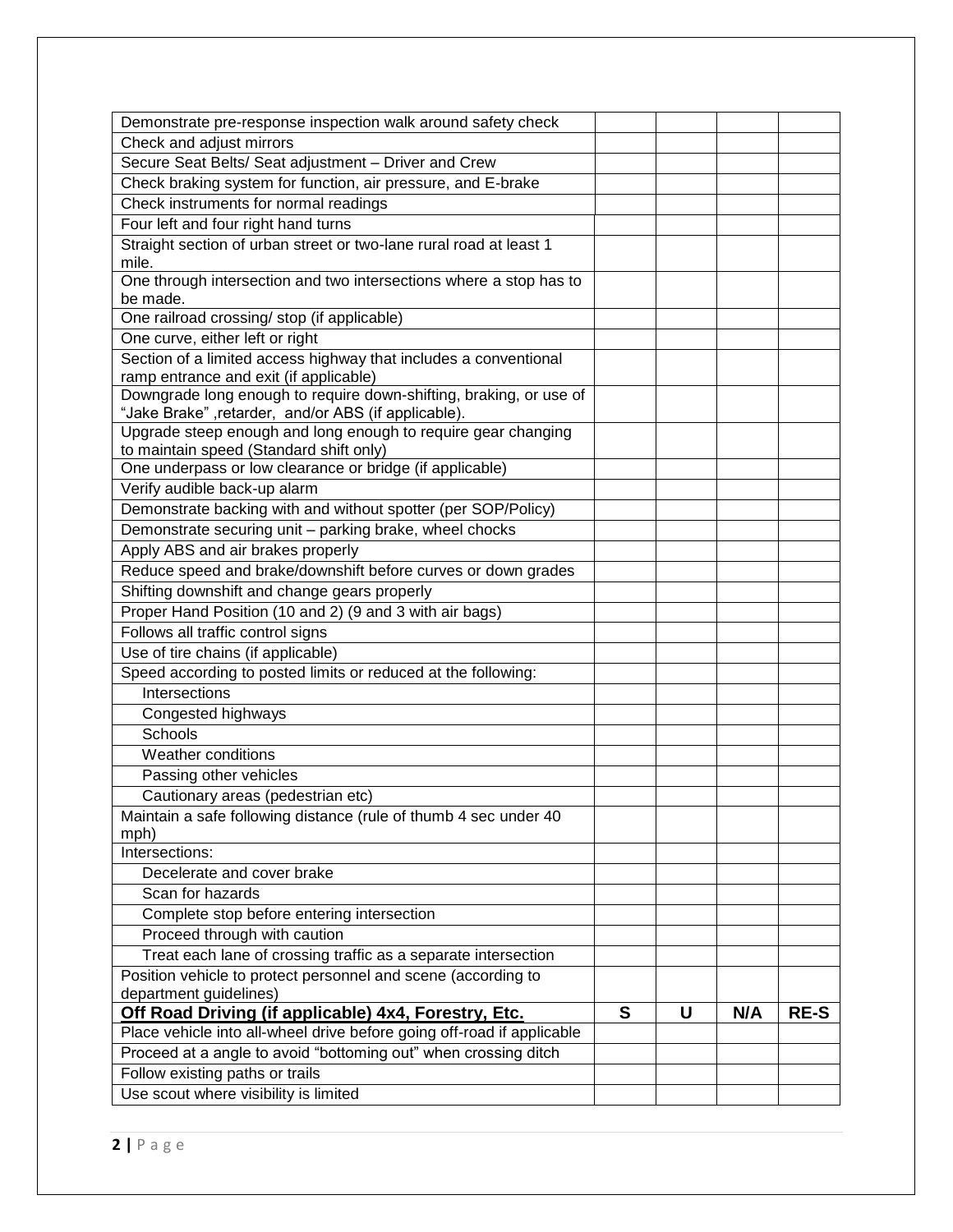| | | | | |
|---|---|---|---|---|
| Demonstrate pre-response inspection walk around safety check | | | | |
| Check and adjust mirrors | | | | |
| Secure Seat Belts/ Seat adjustment – Driver and Crew | | | | |
| Check braking system for function, air pressure, and E-brake | | | | |
| Check instruments for normal readings | | | | |
| Four left and four right hand turns | | | | |
| Straight section of urban street or two-lane rural road at least 1 mile. | | | | |
| One through intersection and two intersections where a stop has to be made. | | | | |
| One railroad crossing/ stop (if applicable) | | | | |
| One curve, either left or right | | | | |
| Section of a limited access highway that includes a conventional ramp entrance and exit (if applicable) | | | | |
| Downgrade long enough to require down-shifting, braking, or use of "Jake Brake" ,retarder, and/or ABS (if applicable). | | | | |
| Upgrade steep enough and long enough to require gear changing to maintain speed (Standard shift only) | | | | |
| One underpass or low clearance or bridge (if applicable) | | | | |
| Verify audible back-up alarm | | | | |
| Demonstrate backing with and without spotter (per SOP/Policy) | | | | |
| Demonstrate securing unit – parking brake, wheel chocks | | | | |
| Apply ABS and air brakes properly | | | | |
| Reduce speed and brake/downshift before curves or down grades | | | | |
| Shifting downshift and change gears properly | | | | |
| Proper Hand Position (10 and 2) (9 and 3 with air bags) | | | | |
| Follows all traffic control signs | | | | |
| Use of tire chains (if applicable) | | | | |
| Speed according to posted limits or reduced at the following: | | | | |
| Intersections | | | | |
| Congested highways | | | | |
| Schools | | | | |
| Weather conditions | | | | |
| Passing other vehicles | | | | |
| Cautionary areas (pedestrian etc) | | | | |
| Maintain a safe following distance (rule of thumb 4 sec under 40 mph) | | | | |
| Intersections: | | | | |
| Decelerate and cover brake | | | | |
| Scan for hazards | | | | |
| Complete stop before entering intersection | | | | |
| Proceed through with caution | | | | |
| Treat each lane of crossing traffic as a separate intersection | | | | |
| Position vehicle to protect personnel and scene (according to department guidelines) | | | | |
| **Off Road Driving (if applicable) 4x4, Forestry, Etc.** | **S** | **U** | **N/A** | **RE-S** |
| Place vehicle into all-wheel drive before going off-road if applicable | | | | |
| Proceed at a angle to avoid "bottoming out" when crossing ditch | | | | |
| Follow existing paths or trails | | | | |
| Use scout where visibility is limited | | | | |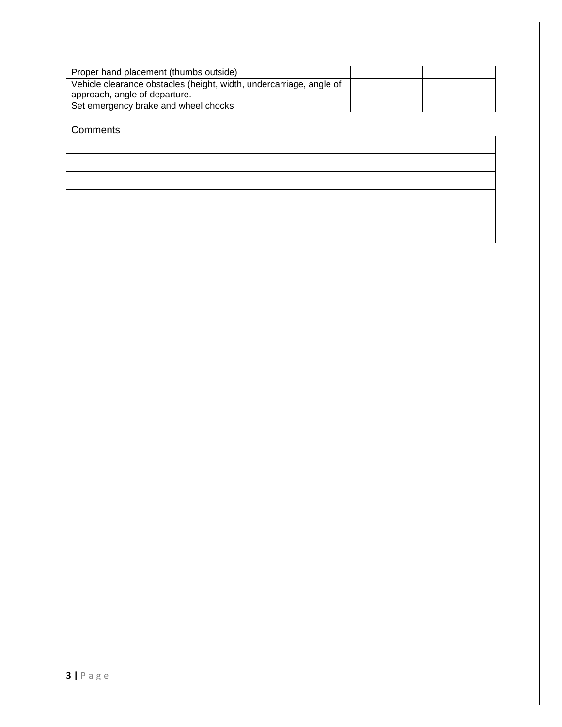| | | | | |
|---|---|---|---|---|
| Proper hand placement (thumbs outside) | | | | |
| Vehicle clearance obstacles (height, width, undercarriage, angle of approach, angle of departure. | | | | |
| Set emergency brake and wheel chocks | | | | |

Comments

| |
|---|
| |
| |
| |
| |
| |
| |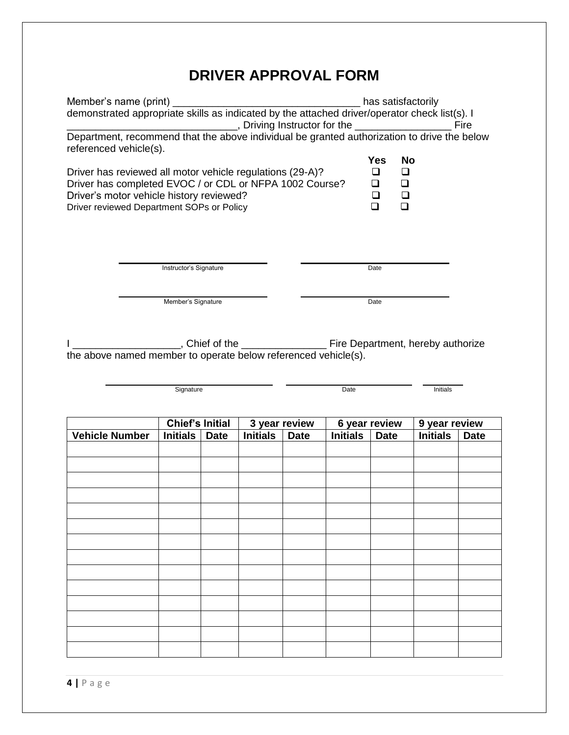# DRIVER APPROVAL FORM

Member's name (print) _________________________________ has satisfactorily demonstrated appropriate skills as indicated by the attached driver/operator check list(s). I _____________________________, Driving Instructor for the _________________ Fire Department, recommend that the above individual be granted authorization to drive the below referenced vehicle(s).

| | Yes | No |
|---|---|---|
| Driver has reviewed all motor vehicle regulations (29-A)? | ❑ | ❑ |
| Driver has completed EVOC / or CDL or NFPA 1002 Course? | ❑ | ❑ |
| Driver's motor vehicle history reviewed? | ❑ | ❑ |
| Driver reviewed Department SOPs or Policy | ❑ | ❑ |

______________________________ Instructor's Signature &nbsp;&nbsp;&nbsp;&nbsp; ______________________________ Date

______________________________ Member's Signature &nbsp;&nbsp;&nbsp;&nbsp; ______________________________ Date

I ___________________, Chief of the _______________ Fire Department, hereby authorize the above named member to operate below referenced vehicle(s).

______________________________ Signature &nbsp;&nbsp;&nbsp;&nbsp; ______________________ Date &nbsp;&nbsp;&nbsp;&nbsp; ________ Initials

| | Chief's Initial | | 3 year review | | 6 year review | | 9 year review | |
|---|---|---|---|---|---|---|---|---|
| **Vehicle Number** | **Initials** | **Date** | **Initials** | **Date** | **Initials** | **Date** | **Initials** | **Date** |
| | | | | | | | | |
| | | | | | | | | |
| | | | | | | | | |
| | | | | | | | | |
| | | | | | | | | |
| | | | | | | | | |
| | | | | | | | | |
| | | | | | | | | |
| | | | | | | | | |
| | | | | | | | | |
| | | | | | | | | |
| | | | | | | | | |
| | | | | | | | | |
| | | | | | | | | |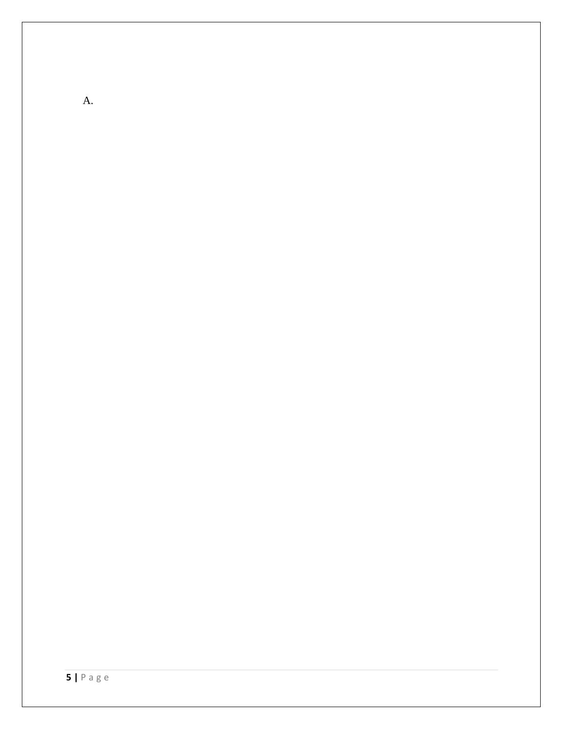A.